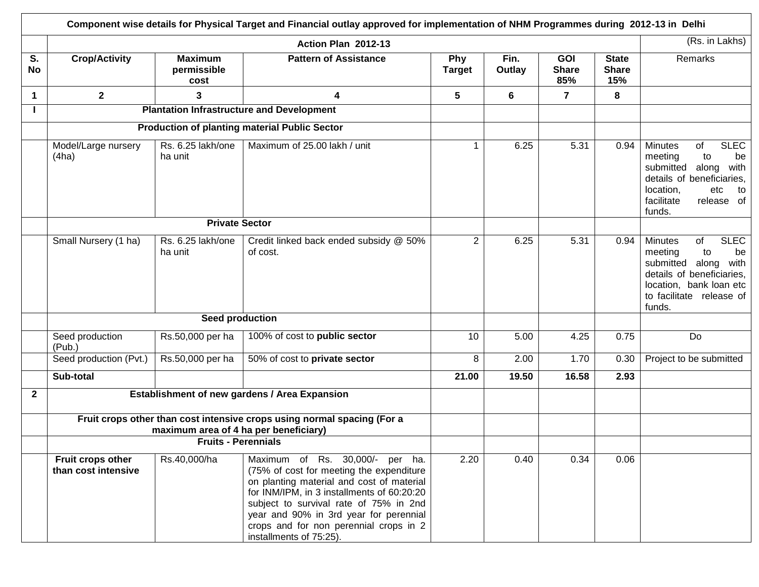| Component wise details for Physical Target and Financial outlay approved for implementation of NHM Programmes during 2012-13 in Delhi | | | | | | | | |
|---|---|---|---|---|---|---|---|---|
| | Action Plan 2012-13 | | | | | | | (Rs. in Lakhs) |
| **S. No** | **Crop/Activity** | **Maximum permissible cost** | **Pattern of Assistance** | **Phy Target** | **Fin. Outlay** | **GOI Share 85%** | **State Share 15%** | Remarks |
| **1** | **2** | **3** | **4** | **5** | **6** | **7** | **8** | |
| **I** | **Plantation Infrastructure and Development** | | | | | | | |
| | **Production of planting material Public Sector** | | | | | | | |
| | Model/Large nursery (4ha) | Rs. 6.25 lakh/one ha unit | Maximum of 25.00 lakh / unit | 1 | 6.25 | 5.31 | 0.94 | Minutes of SLEC meeting to be submitted along with details of beneficiaries, location, etc to facilitate release of funds. |
| | **Private Sector** | | | | | | | |
| | Small Nursery (1 ha) | Rs. 6.25 lakh/one ha unit | Credit linked back ended subsidy @ 50% of cost. | 2 | 6.25 | 5.31 | 0.94 | Minutes of SLEC meeting to be submitted along with details of beneficiaries, location, bank loan etc to facilitate release of funds. |
| | **Seed production** | | | | | | | |
| | Seed production (Pub.) | Rs.50,000 per ha | 100% of cost to **public sector** | 10 | 5.00 | 4.25 | 0.75 | Do |
| | Seed production (Pvt.) | Rs.50,000 per ha | 50% of cost to **private sector** | 8 | 2.00 | 1.70 | 0.30 | Project to be submitted |
| | **Sub-total** | | | **21.00** | **19.50** | **16.58** | **2.93** | |
| **2** | **Establishment of new gardens / Area Expansion** | | | | | | | |
| | **Fruit crops other than cost intensive crops using normal spacing (For a maximum area of 4 ha per beneficiary)** | | | | | | | |
| | **Fruits - Perennials** | | | | | | | |
| | **Fruit crops other than cost intensive** | Rs.40,000/ha | Maximum of Rs. 30,000/- per ha. (75% of cost for meeting the expenditure on planting material and cost of material for INM/IPM, in 3 installments of 60:20:20 subject to survival rate of 75% in 2nd year and 90% in 3rd year for perennial crops and for non perennial crops in 2 installments of 75:25). | 2.20 | 0.40 | 0.34 | 0.06 | |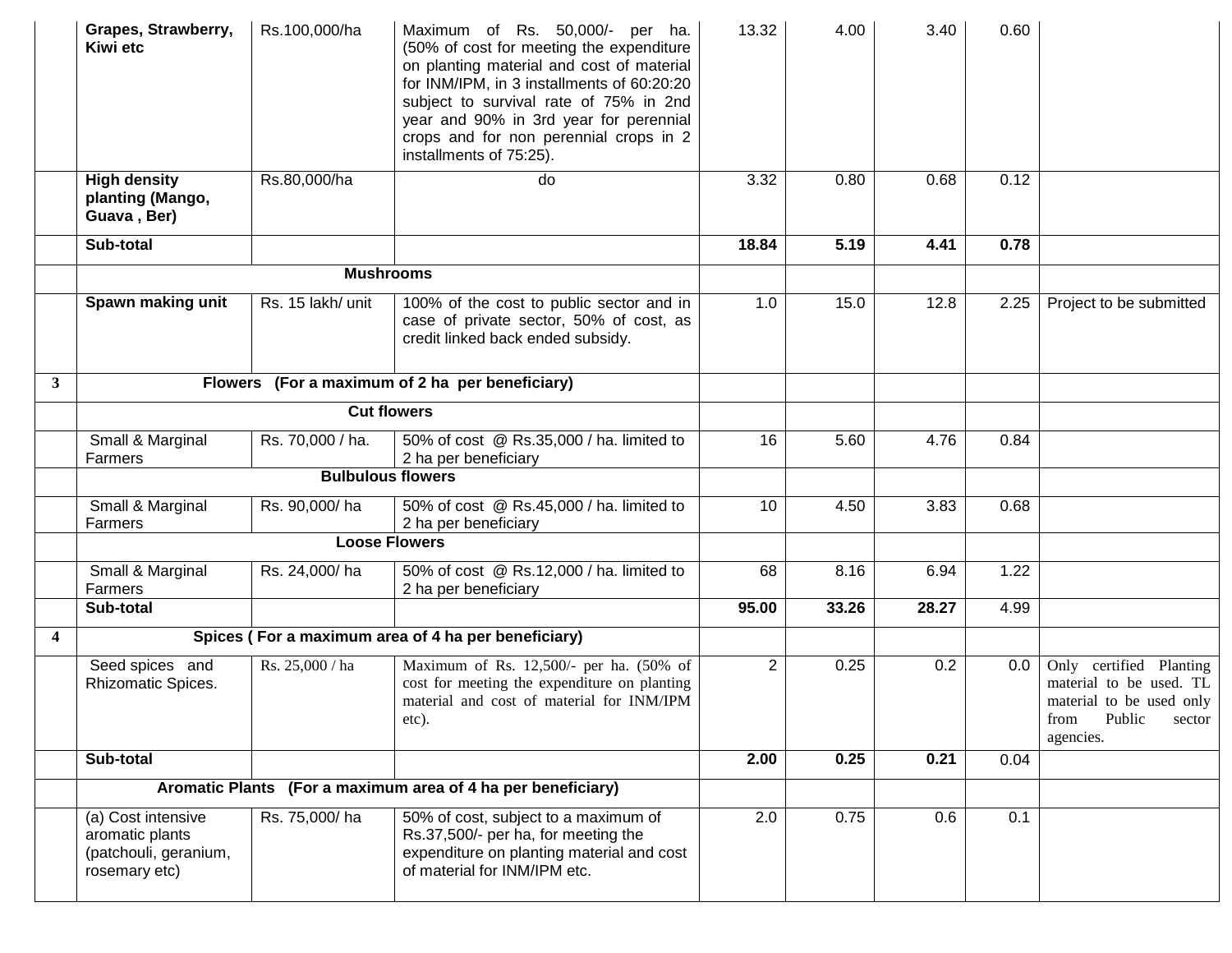| | | | | | | | | |
|---|---|---|---|---|---|---|---|---|
| | **Grapes, Strawberry, Kiwi etc** | Rs.100,000/ha | Maximum of Rs. 50,000/- per ha. (50% of cost for meeting the expenditure on planting material and cost of material for INM/IPM, in 3 installments of 60:20:20 subject to survival rate of 75% in 2nd year and 90% in 3rd year for perennial crops and for non perennial crops in 2 installments of 75:25). | 13.32 | 4.00 | 3.40 | 0.60 | |
| | **High density planting (Mango, Guava , Ber)** | Rs.80,000/ha | do | 3.32 | 0.80 | 0.68 | 0.12 | |
| | **Sub-total** | | | **18.84** | **5.19** | **4.41** | **0.78** | |
| | **Mushrooms** | | | | | | | |
| | **Spawn making unit** | Rs. 15 lakh/ unit | 100% of the cost to public sector and in case of private sector, 50% of cost, as credit linked back ended subsidy. | 1.0 | 15.0 | 12.8 | 2.25 | Project to be submitted |
| **3** | **Flowers (For a maximum of 2 ha per beneficiary)** | | | | | | | |
| | **Cut flowers** | | | | | | | |
| | Small & Marginal Farmers | Rs. 70,000 / ha. | 50% of cost @ Rs.35,000 / ha. limited to 2 ha per beneficiary | 16 | 5.60 | 4.76 | 0.84 | |
| | **Bulbulous flowers** | | | | | | | |
| | Small & Marginal Farmers | Rs. 90,000/ ha | 50% of cost @ Rs.45,000 / ha. limited to 2 ha per beneficiary | 10 | 4.50 | 3.83 | 0.68 | |
| | **Loose Flowers** | | | | | | | |
| | Small & Marginal Farmers | Rs. 24,000/ ha | 50% of cost @ Rs.12,000 / ha. limited to 2 ha per beneficiary | 68 | 8.16 | 6.94 | 1.22 | |
| | **Sub-total** | | | **95.00** | **33.26** | **28.27** | 4.99 | |
| **4** | **Spices ( For a maximum area of 4 ha per beneficiary)** | | | | | | | |
| | Seed spices and Rhizomatic Spices. | Rs. 25,000 / ha | Maximum of Rs. 12,500/- per ha. (50% of cost for meeting the expenditure on planting material and cost of material for INM/IPM etc). | 2 | 0.25 | 0.2 | 0.0 | Only certified Planting material to be used. TL material to be used only from Public sector agencies. |
| | **Sub-total** | | | **2.00** | **0.25** | **0.21** | 0.04 | |
| | **Aromatic Plants (For a maximum area of 4 ha per beneficiary)** | | | | | | | |
| | (a) Cost intensive aromatic plants (patchouli, geranium, rosemary etc) | Rs. 75,000/ ha | 50% of cost, subject to a maximum of Rs.37,500/- per ha, for meeting the expenditure on planting material and cost of material for INM/IPM etc. | 2.0 | 0.75 | 0.6 | 0.1 | |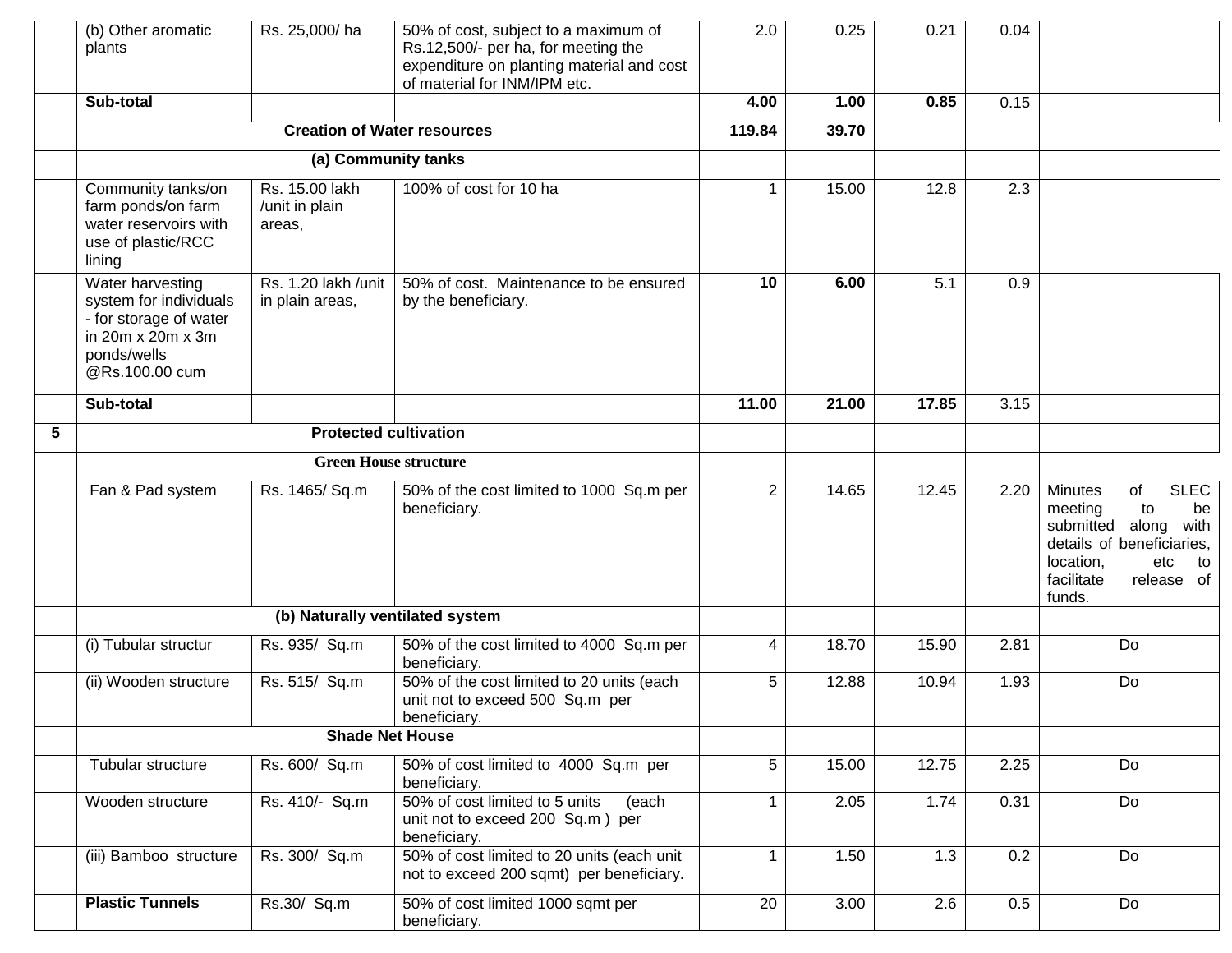| | | | | | | | | |
|---|---|---|---|---|---|---|---|---|
| | (b) Other aromatic plants | Rs. 25,000/ ha | 50% of cost, subject to a maximum of Rs.12,500/- per ha, for meeting the expenditure on planting material and cost of material for INM/IPM etc. | 2.0 | 0.25 | 0.21 | 0.04 | |
| | **Sub-total** | | | **4.00** | **1.00** | **0.85** | 0.15 | |
| | **Creation of Water resources** | | | **119.84** | **39.70** | | | |
| | **(a) Community tanks** | | | | | | | |
| | Community tanks/on farm ponds/on farm water reservoirs with use of plastic/RCC lining | Rs. 15.00 lakh /unit in plain areas, | 100% of cost for 10 ha | 1 | 15.00 | 12.8 | 2.3 | |
| | Water harvesting system for individuals - for storage of water in 20m x 20m x 3m ponds/wells @Rs.100.00 cum | Rs. 1.20 lakh /unit in plain areas, | 50% of cost. Maintenance to be ensured by the beneficiary. | **10** | **6.00** | 5.1 | 0.9 | |
| | **Sub-total** | | | **11.00** | **21.00** | **17.85** | 3.15 | |
| **5** | **Protected cultivation** | | | | | | | |
| | **Green House structure** | | | | | | | |
| | Fan & Pad system | Rs. 1465/ Sq.m | 50% of the cost limited to 1000 Sq.m per beneficiary. | 2 | 14.65 | 12.45 | 2.20 | Minutes of SLEC meeting to be submitted along with details of beneficiaries, location, etc to facilitate release of funds. |
| | **(b) Naturally ventilated system** | | | | | | | |
| | (i) Tubular structur | Rs. 935/ Sq.m | 50% of the cost limited to 4000 Sq.m per beneficiary. | 4 | 18.70 | 15.90 | 2.81 | Do |
| | (ii) Wooden structure | Rs. 515/ Sq.m | 50% of the cost limited to 20 units (each unit not to exceed 500 Sq.m per beneficiary. | 5 | 12.88 | 10.94 | 1.93 | Do |
| | **Shade Net House** | | | | | | | |
| | Tubular structure | Rs. 600/ Sq.m | 50% of cost limited to 4000 Sq.m per beneficiary. | 5 | 15.00 | 12.75 | 2.25 | Do |
| | Wooden structure | Rs. 410/- Sq.m | 50% of cost limited to 5 units (each unit not to exceed 200 Sq.m ) per beneficiary. | 1 | 2.05 | 1.74 | 0.31 | Do |
| | (iii) Bamboo structure | Rs. 300/ Sq.m | 50% of cost limited to 20 units (each unit not to exceed 200 sqmt) per beneficiary. | 1 | 1.50 | 1.3 | 0.2 | Do |
| | **Plastic Tunnels** | Rs.30/ Sq.m | 50% of cost limited 1000 sqmt per beneficiary. | 20 | 3.00 | 2.6 | 0.5 | Do |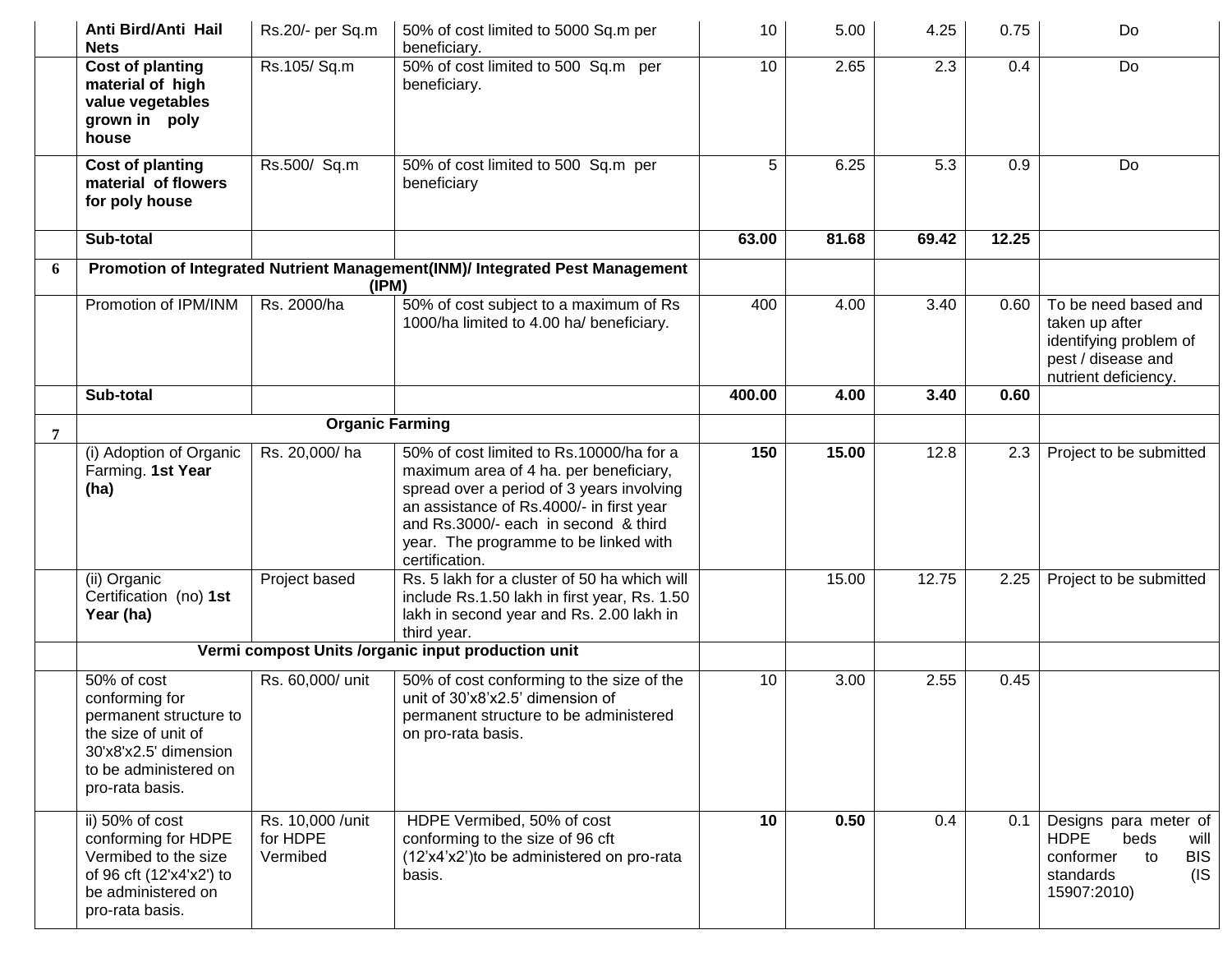| | | | | | | | | |
|---|---|---|---|---|---|---|---|---|
| | **Anti Bird/Anti Hail Nets** | Rs.20/- per Sq.m | 50% of cost limited to 5000 Sq.m per beneficiary. | 10 | 5.00 | 4.25 | 0.75 | Do |
| | **Cost of planting material of high value vegetables grown in poly house** | Rs.105/ Sq.m | 50% of cost limited to 500 Sq.m per beneficiary. | 10 | 2.65 | 2.3 | 0.4 | Do |
| | **Cost of planting material of flowers for poly house** | Rs.500/ Sq.m | 50% of cost limited to 500 Sq.m per beneficiary | 5 | 6.25 | 5.3 | 0.9 | Do |
| | **Sub-total** | | | **63.00** | **81.68** | **69.42** | **12.25** | |
| **6** | **Promotion of Integrated Nutrient Management(INM)/ Integrated Pest Management (IPM)** | | | | | | | |
| | Promotion of IPM/INM | Rs. 2000/ha | 50% of cost subject to a maximum of Rs 1000/ha limited to 4.00 ha/ beneficiary. | 400 | 4.00 | 3.40 | 0.60 | To be need based and taken up after identifying problem of pest / disease and nutrient deficiency. |
| | **Sub-total** | | | **400.00** | **4.00** | **3.40** | **0.60** | |
| **7** | **Organic Farming** | | | | | | | |
| | (i) Adoption of Organic Farming. **1st Year (ha)** | Rs. 20,000/ ha | 50% of cost limited to Rs.10000/ha for a maximum area of 4 ha. per beneficiary, spread over a period of 3 years involving an assistance of Rs.4000/- in first year and Rs.3000/- each in second & third year. The programme to be linked with certification. | **150** | **15.00** | 12.8 | 2.3 | Project to be submitted |
| | (ii) Organic Certification (no) **1st Year (ha)** | Project based | Rs. 5 lakh for a cluster of 50 ha which will include Rs.1.50 lakh in first year, Rs. 1.50 lakh in second year and Rs. 2.00 lakh in third year. | | 15.00 | 12.75 | 2.25 | Project to be submitted |
| | **Vermi compost Units /organic input production unit** | | | | | | | |
| | 50% of cost conforming for permanent structure to the size of unit of 30'x8'x2.5' dimension to be administered on pro-rata basis. | Rs. 60,000/ unit | 50% of cost conforming to the size of the unit of 30'x8'x2.5' dimension of permanent structure to be administered on pro-rata basis. | 10 | 3.00 | 2.55 | 0.45 | |
| | ii) 50% of cost conforming for HDPE Vermibed to the size of 96 cft (12'x4'x2') to be administered on pro-rata basis. | Rs. 10,000 /unit for HDPE Vermibed | HDPE Vermibed, 50% of cost conforming to the size of 96 cft (12'x4'x2')to be administered on pro-rata basis. | **10** | **0.50** | 0.4 | 0.1 | Designs para meter of HDPE beds will conformer to BIS standards (IS 15907:2010) |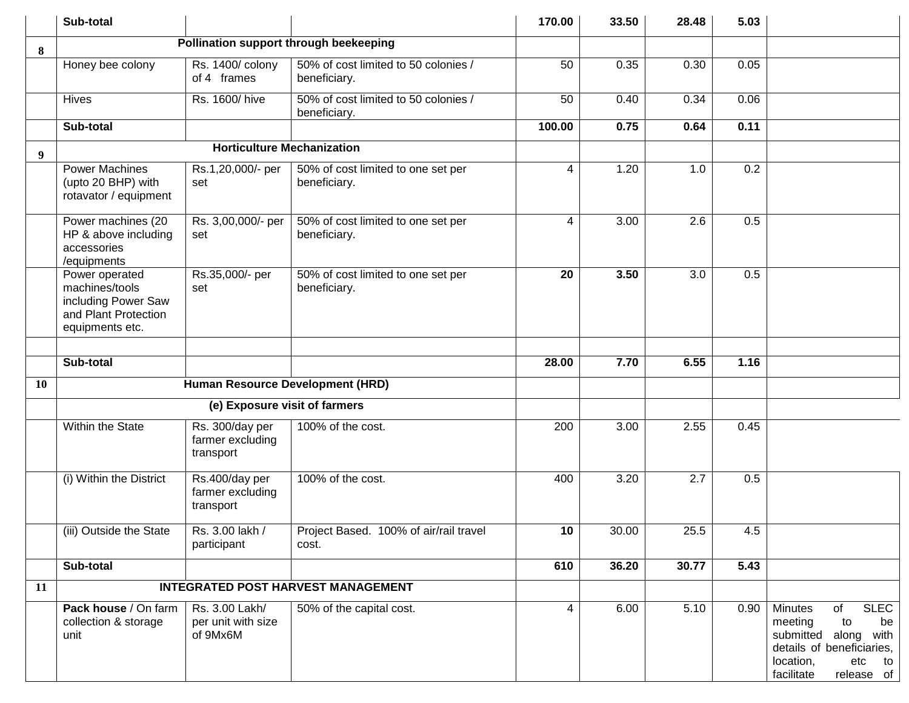| | | | | | | | | |
|---|---|---|---|---|---|---|---|---|
| | **Sub-total** | | | **170.00** | **33.50** | **28.48** | **5.03** | |
| **8** | **Pollination support through beekeeping** | | | | | | | |
| | Honey bee colony | Rs. 1400/ colony of 4 frames | 50% of cost limited to 50 colonies / beneficiary. | 50 | 0.35 | 0.30 | 0.05 | |
| | Hives | Rs. 1600/ hive | 50% of cost limited to 50 colonies / beneficiary. | 50 | 0.40 | 0.34 | 0.06 | |
| | **Sub-total** | | | **100.00** | **0.75** | **0.64** | **0.11** | |
| **9** | **Horticulture Mechanization** | | | | | | | |
| | Power Machines (upto 20 BHP) with rotavator / equipment | Rs.1,20,000/- per set | 50% of cost limited to one set per beneficiary. | 4 | 1.20 | 1.0 | 0.2 | |
| | Power machines (20 HP & above including accessories /equipments | Rs. 3,00,000/- per set | 50% of cost limited to one set per beneficiary. | 4 | 3.00 | 2.6 | 0.5 | |
| | Power operated machines/tools including Power Saw and Plant Protection equipments etc. | Rs.35,000/- per set | 50% of cost limited to one set per beneficiary. | **20** | **3.50** | 3.0 | 0.5 | |
| | | | | | | | | |
| | **Sub-total** | | | **28.00** | **7.70** | **6.55** | **1.16** | |
| **10** | **Human Resource Development (HRD)** | | | | | | | |
| | **(e) Exposure visit of farmers** | | | | | | | |
| | Within the State | Rs. 300/day per farmer excluding transport | 100% of the cost. | 200 | 3.00 | 2.55 | 0.45 | |
| | (i) Within the District | Rs.400/day per farmer excluding transport | 100% of the cost. | 400 | 3.20 | 2.7 | 0.5 | |
| | (iii) Outside the State | Rs. 3.00 lakh / participant | Project Based. 100% of air/rail travel cost. | **10** | 30.00 | 25.5 | 4.5 | |
| | **Sub-total** | | | **610** | **36.20** | **30.77** | **5.43** | |
| **11** | **INTEGRATED POST HARVEST MANAGEMENT** | | | | | | | |
| | **Pack house** / On farm collection & storage unit | Rs. 3.00 Lakh/ per unit with size of 9Mx6M | 50% of the capital cost. | 4 | 6.00 | 5.10 | 0.90 | Minutes of SLEC meeting to be submitted along with details of beneficiaries, location, etc to facilitate release of |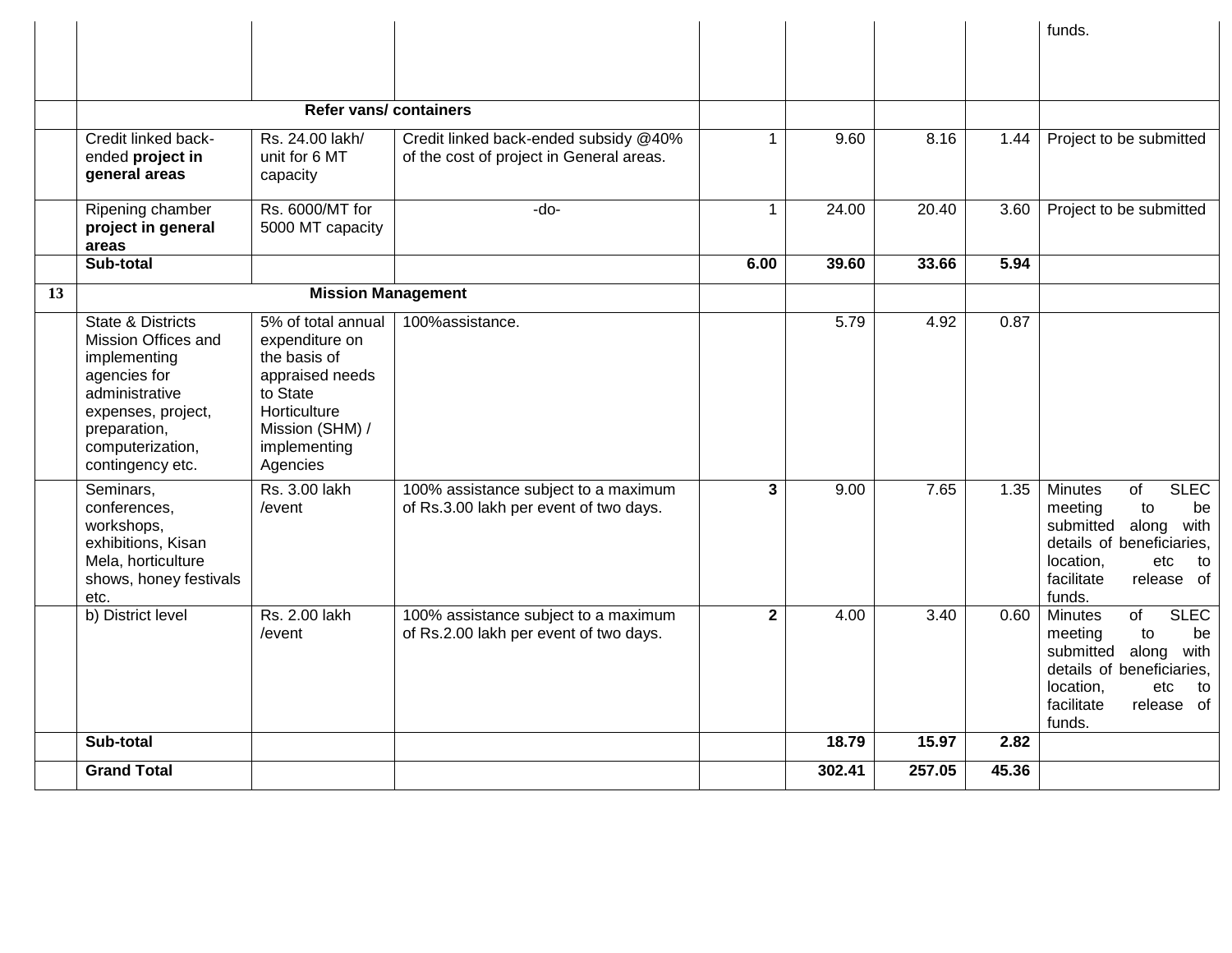| | | | | | | | | |
|---|---|---|---|---|---|---|---|---|
| | | | | | | | | funds. |
| | **Refer vans/ containers** | | | | | | | |
| | Credit linked back-ended **project in general areas** | Rs. 24.00 lakh/ unit for 6 MT capacity | Credit linked back-ended subsidy @40% of the cost of project in General areas. | 1 | 9.60 | 8.16 | 1.44 | Project to be submitted |
| | Ripening chamber **project in general areas** | Rs. 6000/MT for 5000 MT capacity | -do- | 1 | 24.00 | 20.40 | 3.60 | Project to be submitted |
| | **Sub-total** | | | **6.00** | **39.60** | **33.66** | **5.94** | |
| **13** | **Mission Management** | | | | | | | |
| | State & Districts Mission Offices and implementing agencies for administrative expenses, project, preparation, computerization, contingency etc. | 5% of total annual expenditure on the basis of appraised needs to State Horticulture Mission (SHM) / implementing Agencies | 100%assistance. | | 5.79 | 4.92 | 0.87 | |
| | Seminars, conferences, workshops, exhibitions, Kisan Mela, horticulture shows, honey festivals etc. | Rs. 3.00 lakh /event | 100% assistance subject to a maximum of Rs.3.00 lakh per event of two days. | **3** | 9.00 | 7.65 | 1.35 | Minutes of SLEC meeting to be submitted along with details of beneficiaries, location, etc to facilitate release of funds. |
| | b) District level | Rs. 2.00 lakh /event | 100% assistance subject to a maximum of Rs.2.00 lakh per event of two days. | **2** | 4.00 | 3.40 | 0.60 | Minutes of SLEC meeting to be submitted along with details of beneficiaries, location, etc to facilitate release of funds. |
| | **Sub-total** | | | | **18.79** | **15.97** | **2.82** | |
| | **Grand Total** | | | | **302.41** | **257.05** | **45.36** | |